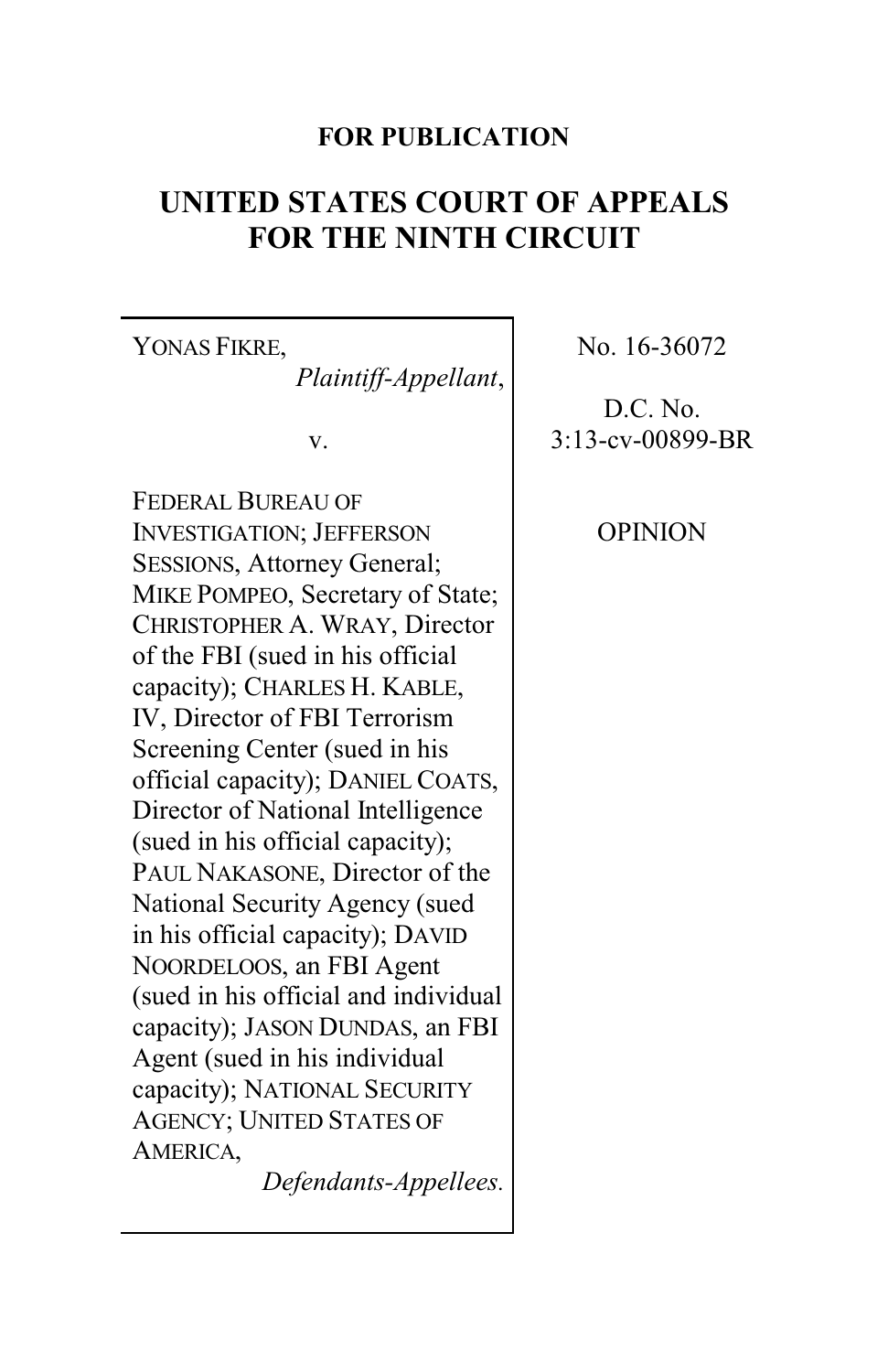**FOR PUBLICATION**

# UNITED STATES COURT OF APPEALS FOR THE NINTH CIRCUIT

| | |
|---|---|
| YONAS FIKRE, *Plaintiff-Appellant*, v. FEDERAL BUREAU OF INVESTIGATION; JEFFERSON SESSIONS, Attorney General; MIKE POMPEO, Secretary of State; CHRISTOPHER A. WRAY, Director of the FBI (sued in his official capacity); CHARLES H. KABLE, IV, Director of FBI Terrorism Screening Center (sued in his official capacity); DANIEL COATS, Director of National Intelligence (sued in his official capacity); PAUL NAKASONE, Director of the National Security Agency (sued in his official capacity); DAVID NOORDELOOS, an FBI Agent (sued in his official and individual capacity); JASON DUNDAS, an FBI Agent (sued in his individual capacity); NATIONAL SECURITY AGENCY; UNITED STATES OF AMERICA, *Defendants-Appellees.* | No. 16-36072<br><br>D.C. No. 3:13-cv-00899-BR<br><br>OPINION |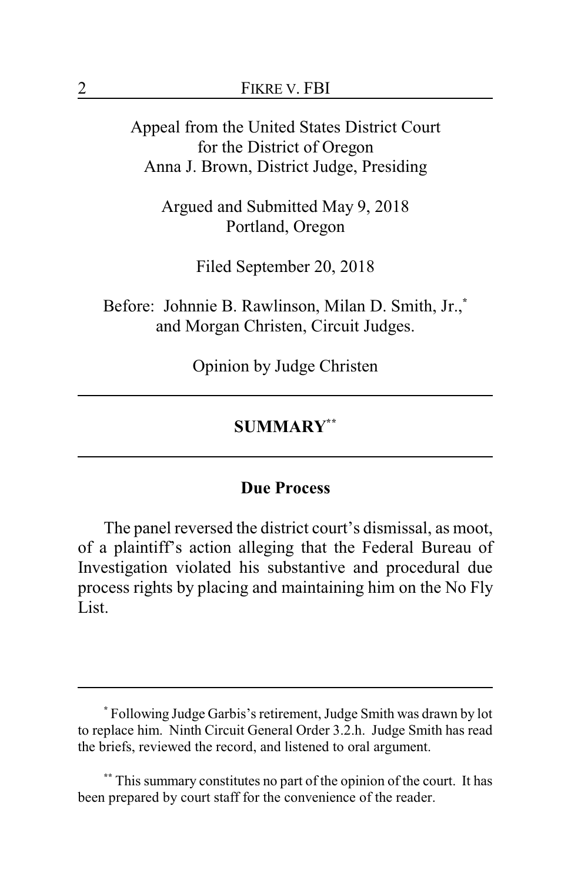Appeal from the United States District Court
for the District of Oregon
Anna J. Brown, District Judge, Presiding

Argued and Submitted May 9, 2018
Portland, Oregon

Filed September 20, 2018

Before: Johnnie B. Rawlinson, Milan D. Smith, Jr.,[*] and Morgan Christen, Circuit Judges.

Opinion by Judge Christen

## SUMMARY[**]

### Due Process

The panel reversed the district court's dismissal, as moot, of a plaintiff's action alleging that the Federal Bureau of Investigation violated his substantive and procedural due process rights by placing and maintaining him on the No Fly List.

---

[*] Following Judge Garbis's retirement, Judge Smith was drawn by lot to replace him. Ninth Circuit General Order 3.2.h. Judge Smith has read the briefs, reviewed the record, and listened to oral argument.

[**] This summary constitutes no part of the opinion of the court. It has been prepared by court staff for the convenience of the reader.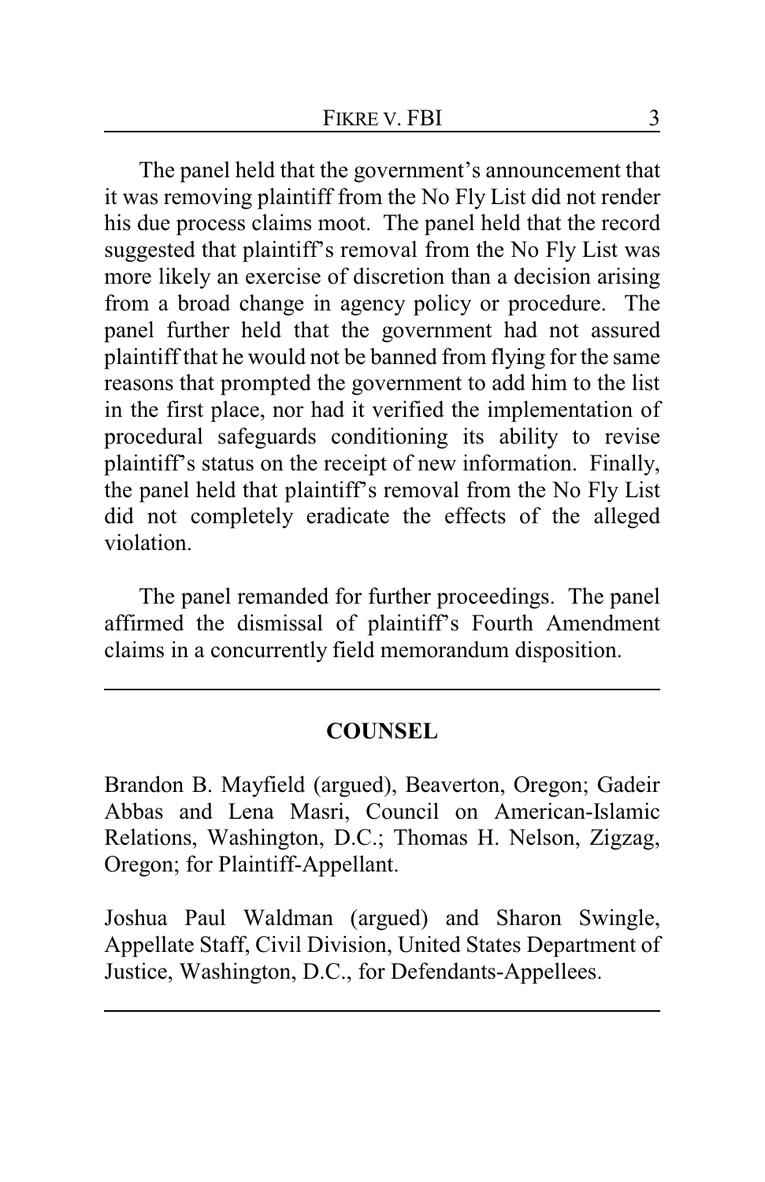The panel held that the government's announcement that it was removing plaintiff from the No Fly List did not render his due process claims moot. The panel held that the record suggested that plaintiff's removal from the No Fly List was more likely an exercise of discretion than a decision arising from a broad change in agency policy or procedure. The panel further held that the government had not assured plaintiff that he would not be banned from flying for the same reasons that prompted the government to add him to the list in the first place, nor had it verified the implementation of procedural safeguards conditioning its ability to revise plaintiff's status on the receipt of new information. Finally, the panel held that plaintiff's removal from the No Fly List did not completely eradicate the effects of the alleged violation.

The panel remanded for further proceedings. The panel affirmed the dismissal of plaintiff's Fourth Amendment claims in a concurrently field memorandum disposition.

---

## COUNSEL

Brandon B. Mayfield (argued), Beaverton, Oregon; Gadeir Abbas and Lena Masri, Council on American-Islamic Relations, Washington, D.C.; Thomas H. Nelson, Zigzag, Oregon; for Plaintiff-Appellant.

Joshua Paul Waldman (argued) and Sharon Swingle, Appellate Staff, Civil Division, United States Department of Justice, Washington, D.C., for Defendants-Appellees.

---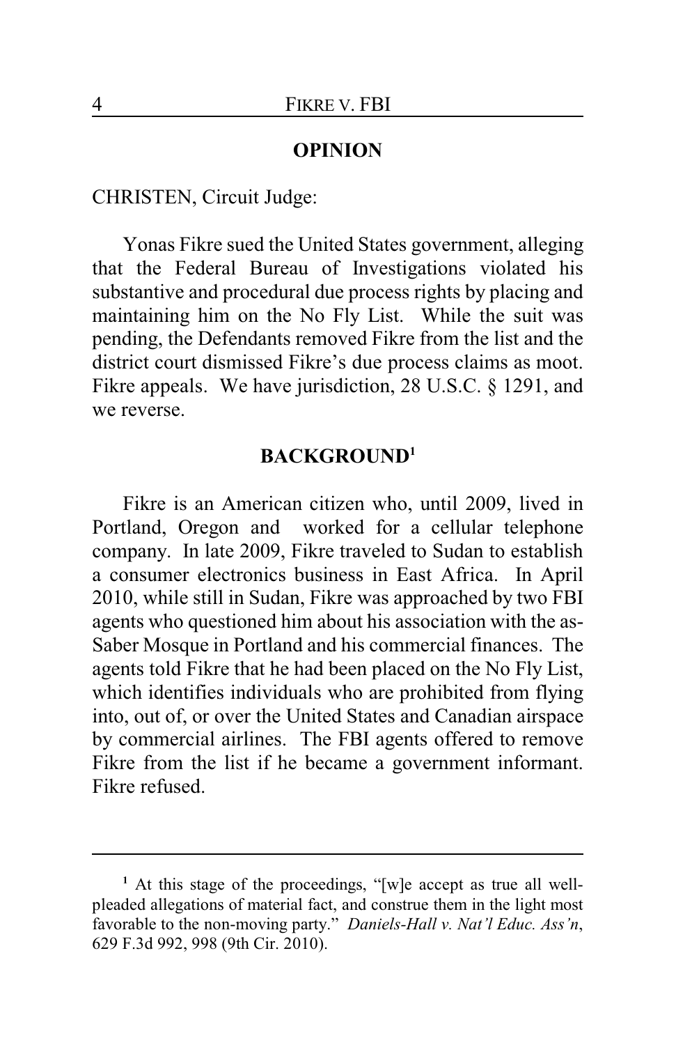## OPINION

CHRISTEN, Circuit Judge:

Yonas Fikre sued the United States government, alleging that the Federal Bureau of Investigations violated his substantive and procedural due process rights by placing and maintaining him on the No Fly List. While the suit was pending, the Defendants removed Fikre from the list and the district court dismissed Fikre's due process claims as moot. Fikre appeals. We have jurisdiction, 28 U.S.C. § 1291, and we reverse.

## BACKGROUND[1]

Fikre is an American citizen who, until 2009, lived in Portland, Oregon and worked for a cellular telephone company. In late 2009, Fikre traveled to Sudan to establish a consumer electronics business in East Africa. In April 2010, while still in Sudan, Fikre was approached by two FBI agents who questioned him about his association with the as-Saber Mosque in Portland and his commercial finances. The agents told Fikre that he had been placed on the No Fly List, which identifies individuals who are prohibited from flying into, out of, or over the United States and Canadian airspace by commercial airlines. The FBI agents offered to remove Fikre from the list if he became a government informant. Fikre refused.

---

[1] At this stage of the proceedings, "[w]e accept as true all well-pleaded allegations of material fact, and construe them in the light most favorable to the non-moving party." *Daniels-Hall v. Nat'l Educ. Ass'n*, 629 F.3d 992, 998 (9th Cir. 2010).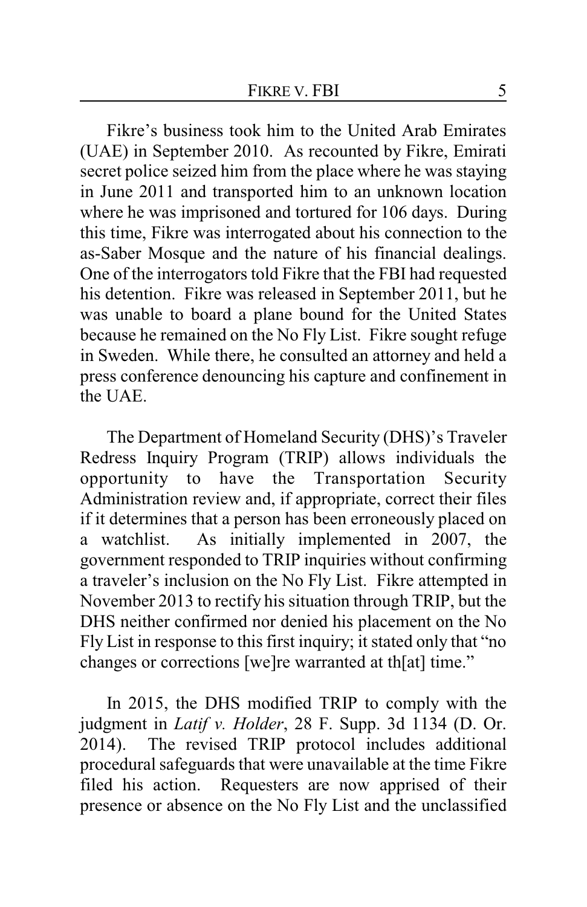Fikre's business took him to the United Arab Emirates (UAE) in September 2010. As recounted by Fikre, Emirati secret police seized him from the place where he was staying in June 2011 and transported him to an unknown location where he was imprisoned and tortured for 106 days. During this time, Fikre was interrogated about his connection to the as-Saber Mosque and the nature of his financial dealings. One of the interrogators told Fikre that the FBI had requested his detention. Fikre was released in September 2011, but he was unable to board a plane bound for the United States because he remained on the No Fly List. Fikre sought refuge in Sweden. While there, he consulted an attorney and held a press conference denouncing his capture and confinement in the UAE.

The Department of Homeland Security (DHS)'s Traveler Redress Inquiry Program (TRIP) allows individuals the opportunity to have the Transportation Security Administration review and, if appropriate, correct their files if it determines that a person has been erroneously placed on a watchlist. As initially implemented in 2007, the government responded to TRIP inquiries without confirming a traveler's inclusion on the No Fly List. Fikre attempted in November 2013 to rectify his situation through TRIP, but the DHS neither confirmed nor denied his placement on the No Fly List in response to this first inquiry; it stated only that "no changes or corrections [we]re warranted at th[at] time."

In 2015, the DHS modified TRIP to comply with the judgment in *Latif v. Holder*, 28 F. Supp. 3d 1134 (D. Or. 2014). The revised TRIP protocol includes additional procedural safeguards that were unavailable at the time Fikre filed his action. Requesters are now apprised of their presence or absence on the No Fly List and the unclassified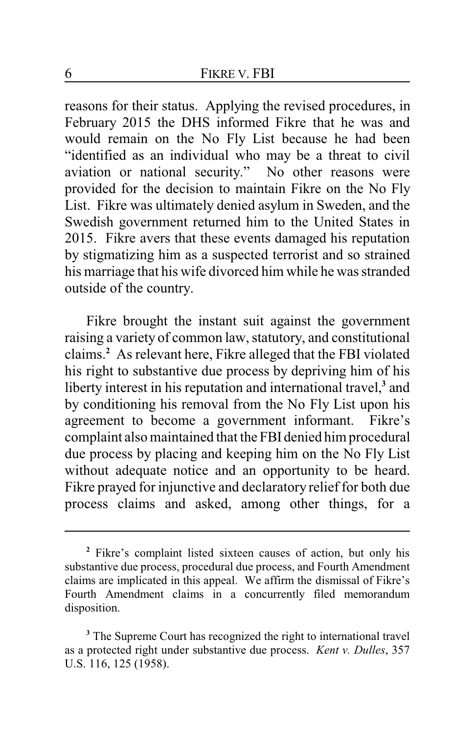reasons for their status. Applying the revised procedures, in February 2015 the DHS informed Fikre that he was and would remain on the No Fly List because he had been "identified as an individual who may be a threat to civil aviation or national security." No other reasons were provided for the decision to maintain Fikre on the No Fly List. Fikre was ultimately denied asylum in Sweden, and the Swedish government returned him to the United States in 2015. Fikre avers that these events damaged his reputation by stigmatizing him as a suspected terrorist and so strained his marriage that his wife divorced him while he was stranded outside of the country.

Fikre brought the instant suit against the government raising a variety of common law, statutory, and constitutional claims.[2] As relevant here, Fikre alleged that the FBI violated his right to substantive due process by depriving him of his liberty interest in his reputation and international travel,[3] and by conditioning his removal from the No Fly List upon his agreement to become a government informant. Fikre's complaint also maintained that the FBI denied him procedural due process by placing and keeping him on the No Fly List without adequate notice and an opportunity to be heard. Fikre prayed for injunctive and declaratory relief for both due process claims and asked, among other things, for a

---

[2] Fikre's complaint listed sixteen causes of action, but only his substantive due process, procedural due process, and Fourth Amendment claims are implicated in this appeal. We affirm the dismissal of Fikre's Fourth Amendment claims in a concurrently filed memorandum disposition.

[3] The Supreme Court has recognized the right to international travel as a protected right under substantive due process. *Kent v. Dulles*, 357 U.S. 116, 125 (1958).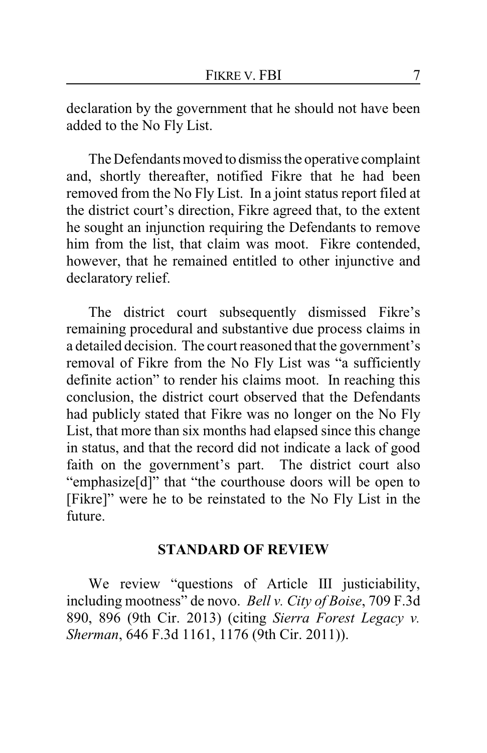declaration by the government that he should not have been added to the No Fly List.

The Defendants moved to dismiss the operative complaint and, shortly thereafter, notified Fikre that he had been removed from the No Fly List. In a joint status report filed at the district court's direction, Fikre agreed that, to the extent he sought an injunction requiring the Defendants to remove him from the list, that claim was moot. Fikre contended, however, that he remained entitled to other injunctive and declaratory relief.

The district court subsequently dismissed Fikre's remaining procedural and substantive due process claims in a detailed decision. The court reasoned that the government's removal of Fikre from the No Fly List was "a sufficiently definite action" to render his claims moot. In reaching this conclusion, the district court observed that the Defendants had publicly stated that Fikre was no longer on the No Fly List, that more than six months had elapsed since this change in status, and that the record did not indicate a lack of good faith on the government's part. The district court also "emphasize[d]" that "the courthouse doors will be open to [Fikre]" were he to be reinstated to the No Fly List in the future.

## STANDARD OF REVIEW

We review "questions of Article III justiciability, including mootness" de novo. *Bell v. City of Boise*, 709 F.3d 890, 896 (9th Cir. 2013) (citing *Sierra Forest Legacy v. Sherman*, 646 F.3d 1161, 1176 (9th Cir. 2011)).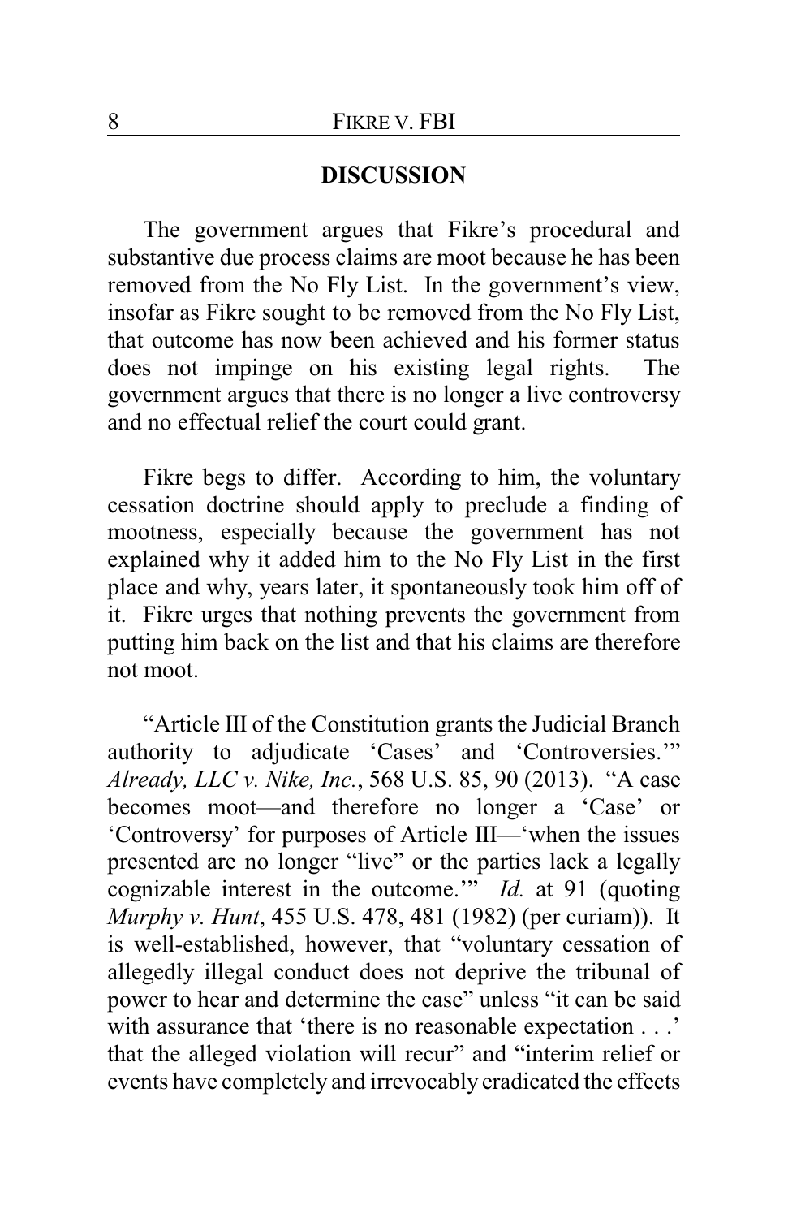## DISCUSSION

The government argues that Fikre's procedural and substantive due process claims are moot because he has been removed from the No Fly List. In the government's view, insofar as Fikre sought to be removed from the No Fly List, that outcome has now been achieved and his former status does not impinge on his existing legal rights. The government argues that there is no longer a live controversy and no effectual relief the court could grant.

Fikre begs to differ. According to him, the voluntary cessation doctrine should apply to preclude a finding of mootness, especially because the government has not explained why it added him to the No Fly List in the first place and why, years later, it spontaneously took him off of it. Fikre urges that nothing prevents the government from putting him back on the list and that his claims are therefore not moot.

"Article III of the Constitution grants the Judicial Branch authority to adjudicate 'Cases' and 'Controversies.'" *Already, LLC v. Nike, Inc.*, 568 U.S. 85, 90 (2013). "A case becomes moot—and therefore no longer a 'Case' or 'Controversy' for purposes of Article III—'when the issues presented are no longer "live" or the parties lack a legally cognizable interest in the outcome.'" *Id.* at 91 (quoting *Murphy v. Hunt*, 455 U.S. 478, 481 (1982) (per curiam)). It is well-established, however, that "voluntary cessation of allegedly illegal conduct does not deprive the tribunal of power to hear and determine the case" unless "it can be said with assurance that 'there is no reasonable expectation . . .' that the alleged violation will recur" and "interim relief or events have completely and irrevocably eradicated the effects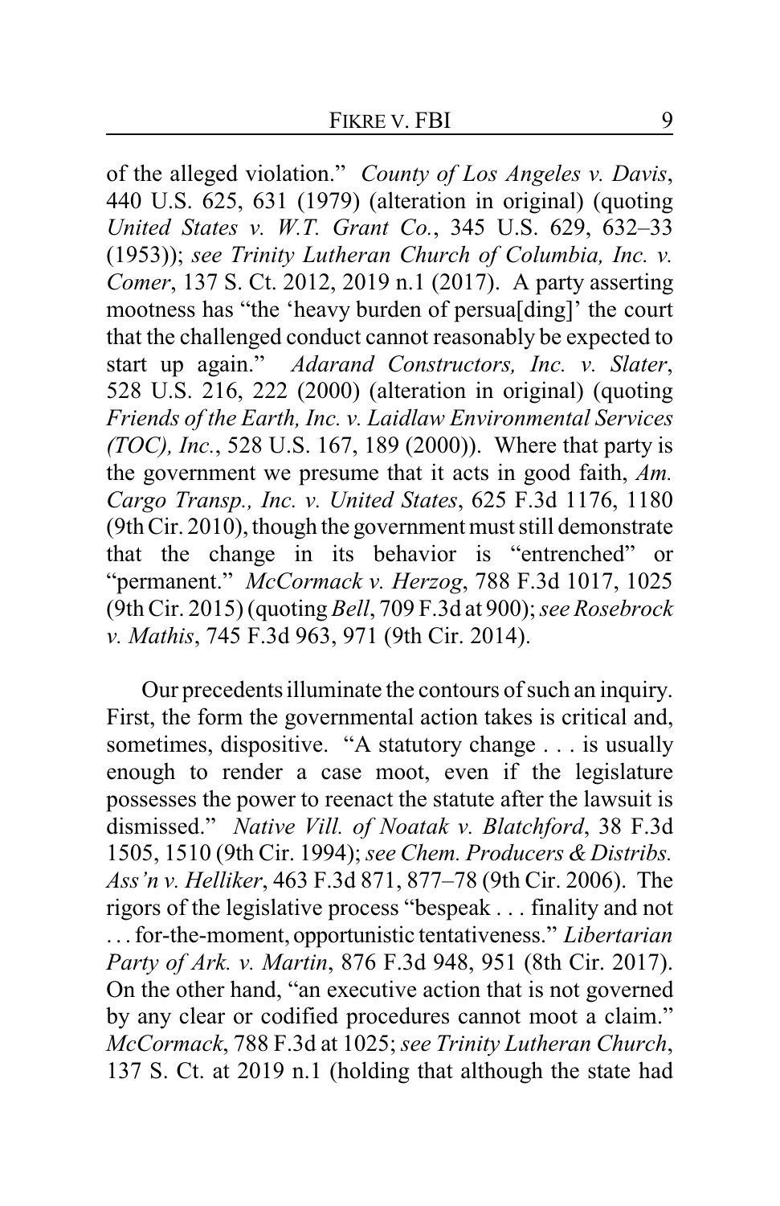of the alleged violation." *County of Los Angeles v. Davis*, 440 U.S. 625, 631 (1979) (alteration in original) (quoting *United States v. W.T. Grant Co.*, 345 U.S. 629, 632–33 (1953)); *see Trinity Lutheran Church of Columbia, Inc. v. Comer*, 137 S. Ct. 2012, 2019 n.1 (2017). A party asserting mootness has "the 'heavy burden of persua[ding]' the court that the challenged conduct cannot reasonably be expected to start up again." *Adarand Constructors, Inc. v. Slater*, 528 U.S. 216, 222 (2000) (alteration in original) (quoting *Friends of the Earth, Inc. v. Laidlaw Environmental Services (TOC), Inc.*, 528 U.S. 167, 189 (2000)). Where that party is the government we presume that it acts in good faith, *Am. Cargo Transp., Inc. v. United States*, 625 F.3d 1176, 1180 (9th Cir. 2010), though the government must still demonstrate that the change in its behavior is "entrenched" or "permanent." *McCormack v. Herzog*, 788 F.3d 1017, 1025 (9th Cir. 2015) (quoting *Bell*, 709 F.3d at 900); *see Rosebrock v. Mathis*, 745 F.3d 963, 971 (9th Cir. 2014).

Our precedents illuminate the contours of such an inquiry. First, the form the governmental action takes is critical and, sometimes, dispositive. "A statutory change . . . is usually enough to render a case moot, even if the legislature possesses the power to reenact the statute after the lawsuit is dismissed." *Native Vill. of Noatak v. Blatchford*, 38 F.3d 1505, 1510 (9th Cir. 1994); *see Chem. Producers & Distribs. Ass'n v. Helliker*, 463 F.3d 871, 877–78 (9th Cir. 2006). The rigors of the legislative process "bespeak . . . finality and not . . . for-the-moment, opportunistic tentativeness." *Libertarian Party of Ark. v. Martin*, 876 F.3d 948, 951 (8th Cir. 2017). On the other hand, "an executive action that is not governed by any clear or codified procedures cannot moot a claim." *McCormack*, 788 F.3d at 1025; *see Trinity Lutheran Church*, 137 S. Ct. at 2019 n.1 (holding that although the state had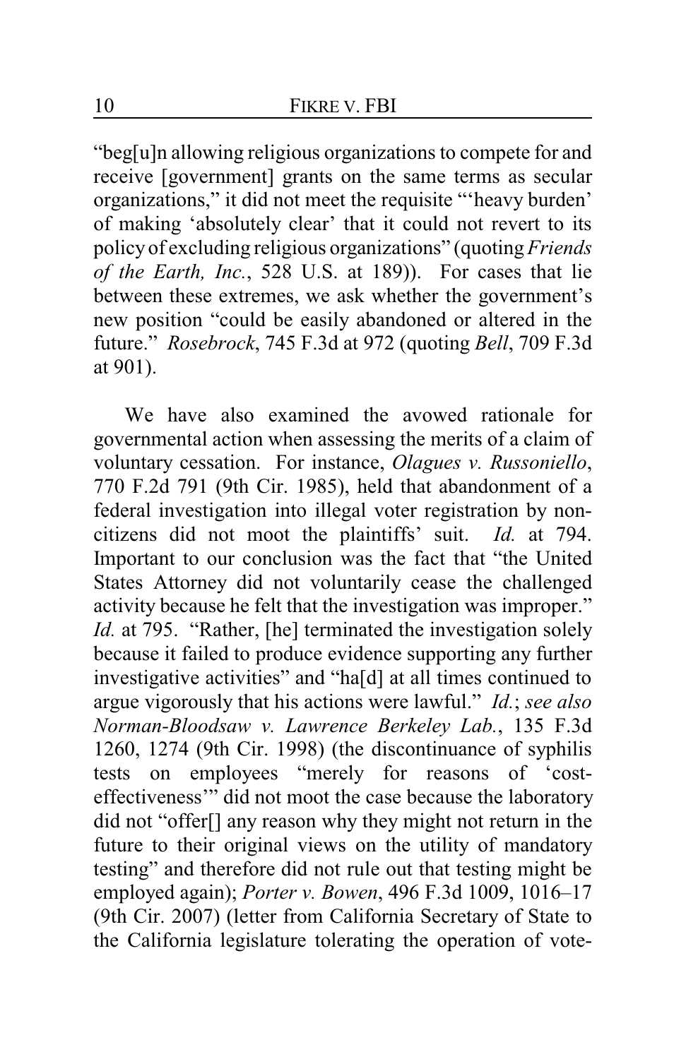"beg[u]n allowing religious organizations to compete for and receive [government] grants on the same terms as secular organizations," it did not meet the requisite "'heavy burden' of making 'absolutely clear' that it could not revert to its policy of excluding religious organizations" (quoting *Friends of the Earth, Inc.*, 528 U.S. at 189)). For cases that lie between these extremes, we ask whether the government's new position "could be easily abandoned or altered in the future." *Rosebrock*, 745 F.3d at 972 (quoting *Bell*, 709 F.3d at 901).

We have also examined the avowed rationale for governmental action when assessing the merits of a claim of voluntary cessation. For instance, *Olagues v. Russoniello*, 770 F.2d 791 (9th Cir. 1985), held that abandonment of a federal investigation into illegal voter registration by non-citizens did not moot the plaintiffs' suit. *Id.* at 794. Important to our conclusion was the fact that "the United States Attorney did not voluntarily cease the challenged activity because he felt that the investigation was improper." *Id.* at 795. "Rather, [he] terminated the investigation solely because it failed to produce evidence supporting any further investigative activities" and "ha[d] at all times continued to argue vigorously that his actions were lawful." *Id.*; *see also Norman-Bloodsaw v. Lawrence Berkeley Lab.*, 135 F.3d 1260, 1274 (9th Cir. 1998) (the discontinuance of syphilis tests on employees "merely for reasons of 'cost-effectiveness'" did not moot the case because the laboratory did not "offer[] any reason why they might not return in the future to their original views on the utility of mandatory testing" and therefore did not rule out that testing might be employed again); *Porter v. Bowen*, 496 F.3d 1009, 1016–17 (9th Cir. 2007) (letter from California Secretary of State to the California legislature tolerating the operation of vote-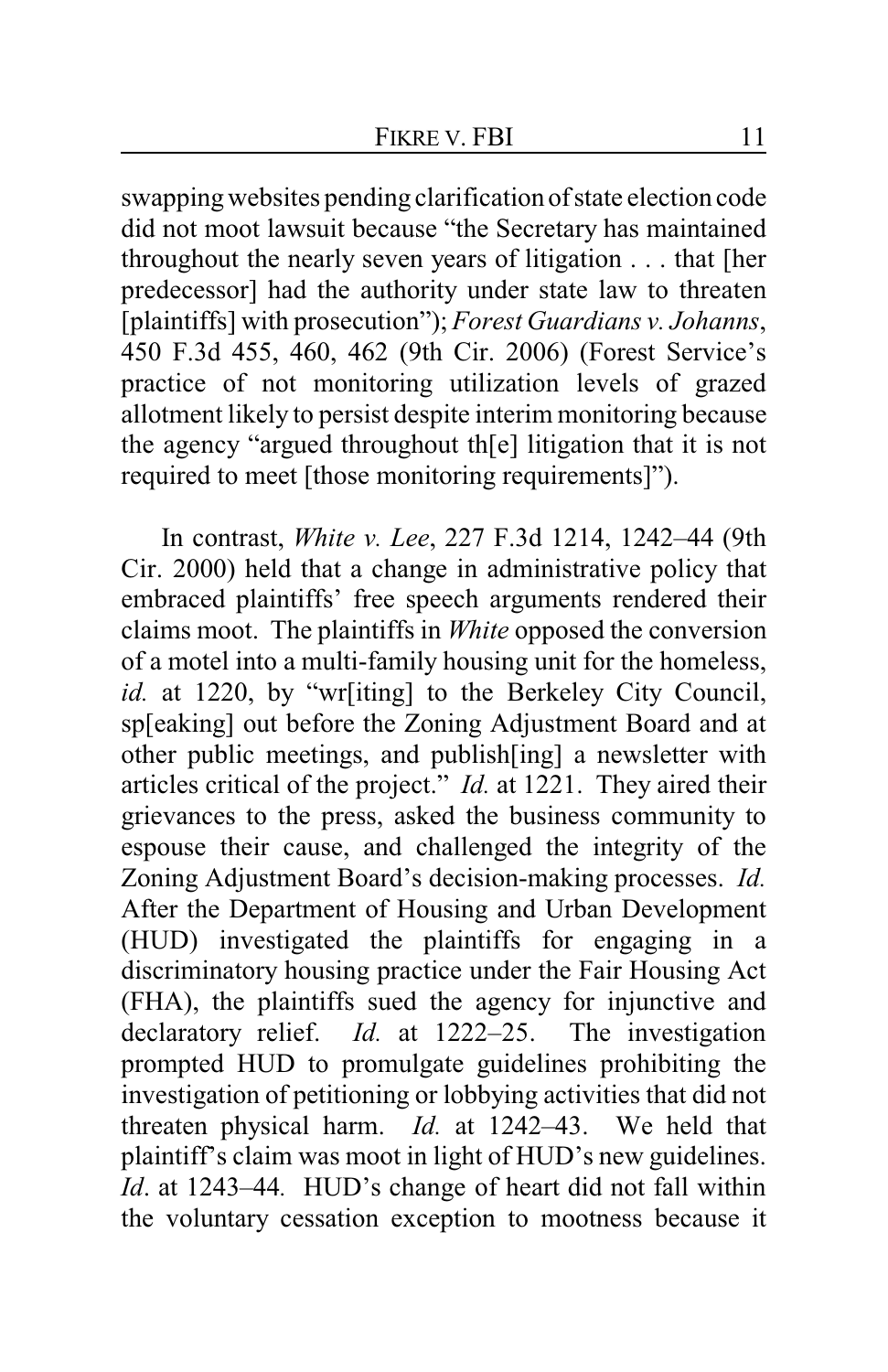swapping websites pending clarification of state election code did not moot lawsuit because "the Secretary has maintained throughout the nearly seven years of litigation . . . that [her predecessor] had the authority under state law to threaten [plaintiffs] with prosecution"); *Forest Guardians v. Johanns*, 450 F.3d 455, 460, 462 (9th Cir. 2006) (Forest Service's practice of not monitoring utilization levels of grazed allotment likely to persist despite interim monitoring because the agency "argued throughout th[e] litigation that it is not required to meet [those monitoring requirements]").

In contrast, *White v. Lee*, 227 F.3d 1214, 1242–44 (9th Cir. 2000) held that a change in administrative policy that embraced plaintiffs' free speech arguments rendered their claims moot. The plaintiffs in *White* opposed the conversion of a motel into a multi-family housing unit for the homeless, *id.* at 1220, by "wr[iting] to the Berkeley City Council, sp[eaking] out before the Zoning Adjustment Board and at other public meetings, and publish[ing] a newsletter with articles critical of the project." *Id.* at 1221. They aired their grievances to the press, asked the business community to espouse their cause, and challenged the integrity of the Zoning Adjustment Board's decision-making processes. *Id.* After the Department of Housing and Urban Development (HUD) investigated the plaintiffs for engaging in a discriminatory housing practice under the Fair Housing Act (FHA), the plaintiffs sued the agency for injunctive and declaratory relief. *Id.* at 1222–25. The investigation prompted HUD to promulgate guidelines prohibiting the investigation of petitioning or lobbying activities that did not threaten physical harm. *Id.* at 1242–43. We held that plaintiff's claim was moot in light of HUD's new guidelines. *Id*. at 1243–44. HUD's change of heart did not fall within the voluntary cessation exception to mootness because it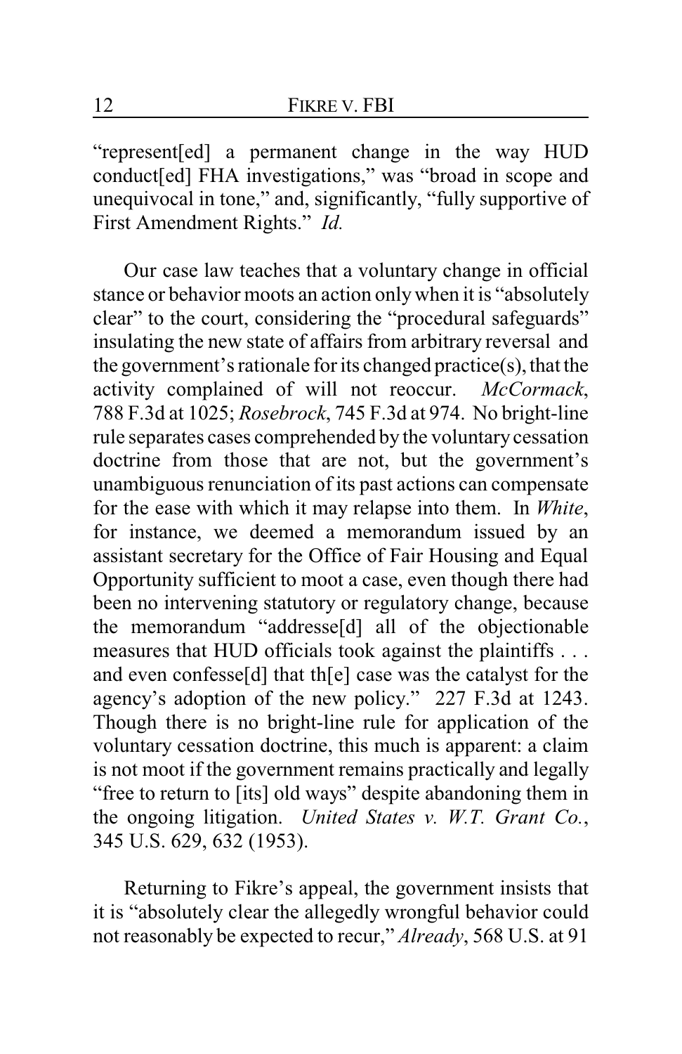"represent[ed] a permanent change in the way HUD conduct[ed] FHA investigations," was "broad in scope and unequivocal in tone," and, significantly, "fully supportive of First Amendment Rights." *Id.*

Our case law teaches that a voluntary change in official stance or behavior moots an action only when it is "absolutely clear" to the court, considering the "procedural safeguards" insulating the new state of affairs from arbitrary reversal and the government's rationale for its changed practice(s), that the activity complained of will not reoccur. *McCormack*, 788 F.3d at 1025; *Rosebrock*, 745 F.3d at 974. No bright-line rule separates cases comprehended by the voluntary cessation doctrine from those that are not, but the government's unambiguous renunciation of its past actions can compensate for the ease with which it may relapse into them. In *White*, for instance, we deemed a memorandum issued by an assistant secretary for the Office of Fair Housing and Equal Opportunity sufficient to moot a case, even though there had been no intervening statutory or regulatory change, because the memorandum "addresse[d] all of the objectionable measures that HUD officials took against the plaintiffs . . . and even confesse[d] that th[e] case was the catalyst for the agency's adoption of the new policy." 227 F.3d at 1243. Though there is no bright-line rule for application of the voluntary cessation doctrine, this much is apparent: a claim is not moot if the government remains practically and legally "free to return to [its] old ways" despite abandoning them in the ongoing litigation. *United States v. W.T. Grant Co.*, 345 U.S. 629, 632 (1953).

Returning to Fikre's appeal, the government insists that it is "absolutely clear the allegedly wrongful behavior could not reasonably be expected to recur," *Already*, 568 U.S. at 91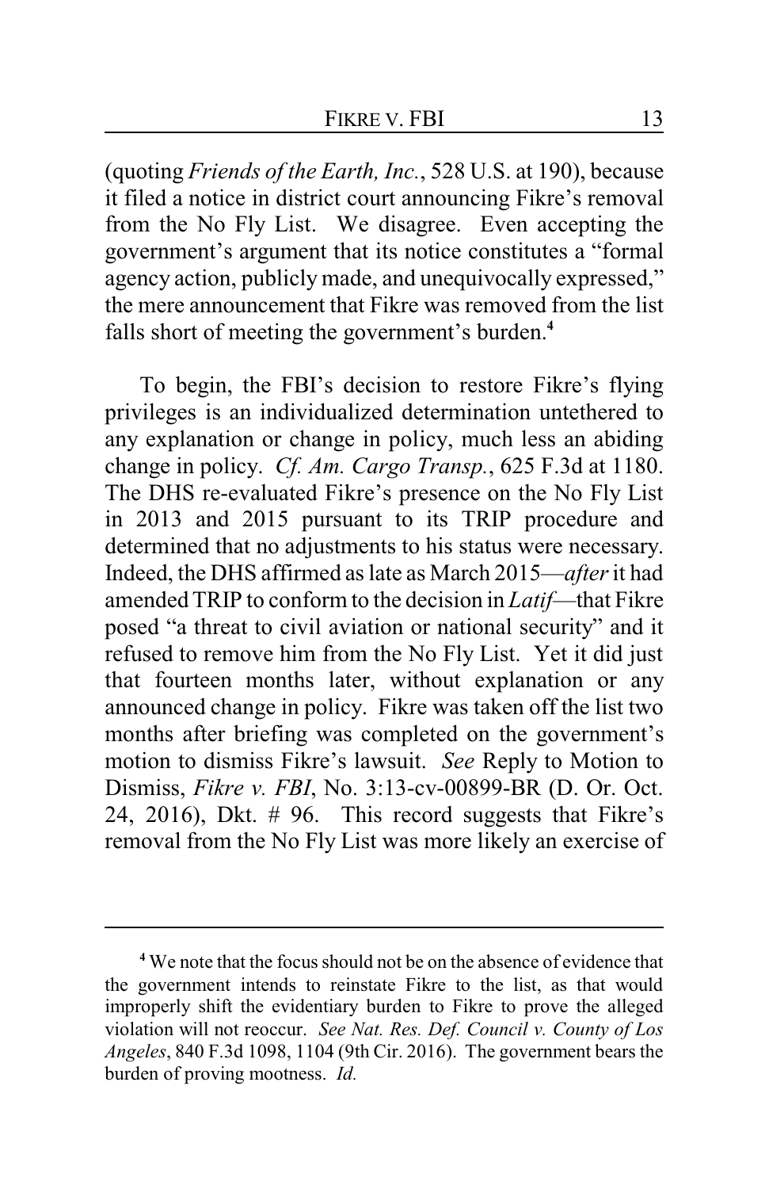(quoting *Friends of the Earth, Inc.*, 528 U.S. at 190), because it filed a notice in district court announcing Fikre's removal from the No Fly List. We disagree. Even accepting the government's argument that its notice constitutes a "formal agency action, publicly made, and unequivocally expressed," the mere announcement that Fikre was removed from the list falls short of meeting the government's burden.[4]

To begin, the FBI's decision to restore Fikre's flying privileges is an individualized determination untethered to any explanation or change in policy, much less an abiding change in policy. *Cf. Am. Cargo Transp.*, 625 F.3d at 1180. The DHS re-evaluated Fikre's presence on the No Fly List in 2013 and 2015 pursuant to its TRIP procedure and determined that no adjustments to his status were necessary. Indeed, the DHS affirmed as late as March 2015—*after* it had amended TRIP to conform to the decision in *Latif*—that Fikre posed "a threat to civil aviation or national security" and it refused to remove him from the No Fly List. Yet it did just that fourteen months later, without explanation or any announced change in policy. Fikre was taken off the list two months after briefing was completed on the government's motion to dismiss Fikre's lawsuit. *See* Reply to Motion to Dismiss, *Fikre v. FBI*, No. 3:13-cv-00899-BR (D. Or. Oct. 24, 2016), Dkt. # 96. This record suggests that Fikre's removal from the No Fly List was more likely an exercise of

---

[4] We note that the focus should not be on the absence of evidence that the government intends to reinstate Fikre to the list, as that would improperly shift the evidentiary burden to Fikre to prove the alleged violation will not reoccur. *See Nat. Res. Def. Council v. County of Los Angeles*, 840 F.3d 1098, 1104 (9th Cir. 2016). The government bears the burden of proving mootness. *Id.*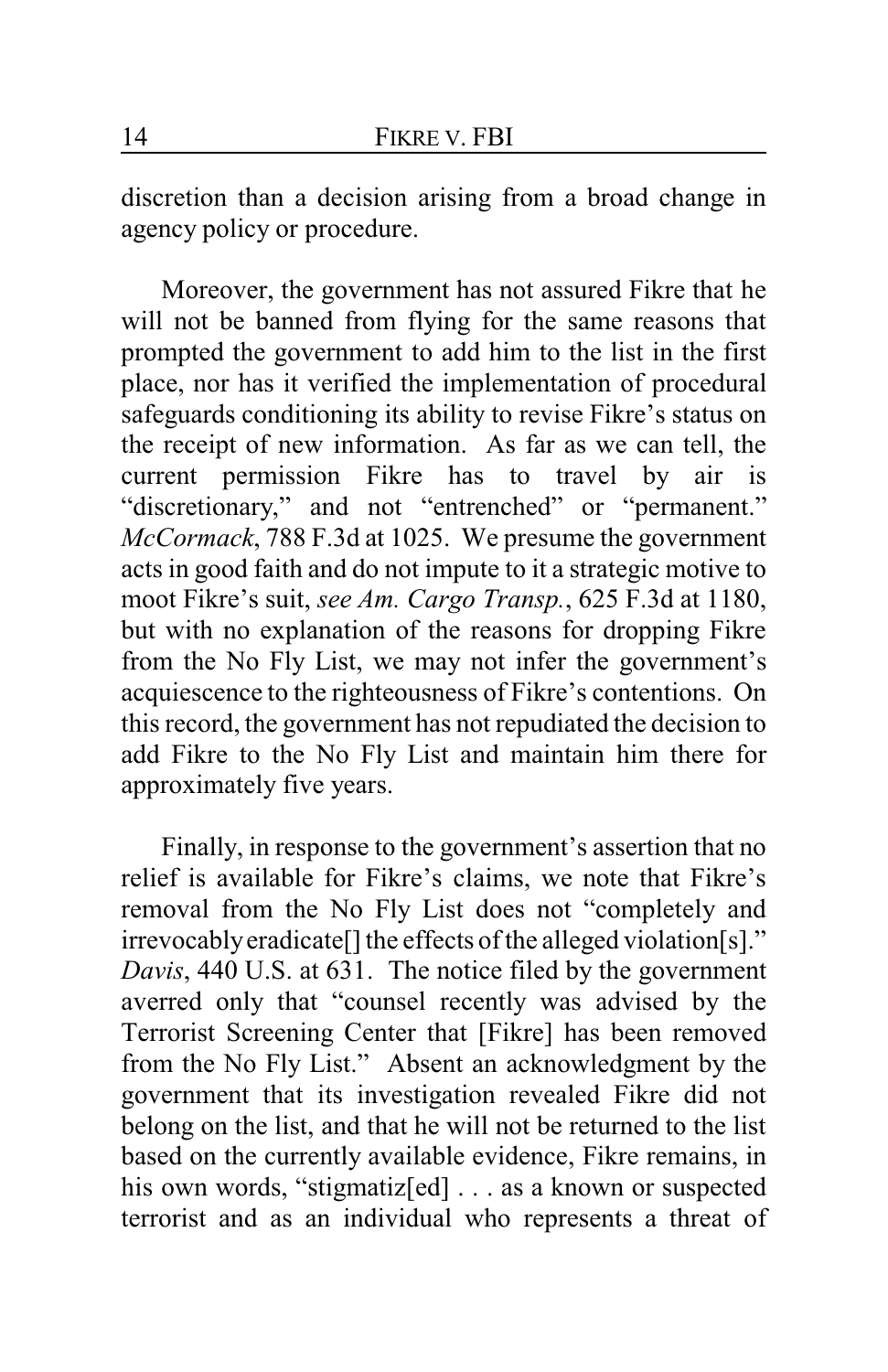discretion than a decision arising from a broad change in agency policy or procedure.

Moreover, the government has not assured Fikre that he will not be banned from flying for the same reasons that prompted the government to add him to the list in the first place, nor has it verified the implementation of procedural safeguards conditioning its ability to revise Fikre's status on the receipt of new information. As far as we can tell, the current permission Fikre has to travel by air is "discretionary," and not "entrenched" or "permanent." *McCormack*, 788 F.3d at 1025. We presume the government acts in good faith and do not impute to it a strategic motive to moot Fikre's suit, *see Am. Cargo Transp.*, 625 F.3d at 1180, but with no explanation of the reasons for dropping Fikre from the No Fly List, we may not infer the government's acquiescence to the righteousness of Fikre's contentions. On this record, the government has not repudiated the decision to add Fikre to the No Fly List and maintain him there for approximately five years.

Finally, in response to the government's assertion that no relief is available for Fikre's claims, we note that Fikre's removal from the No Fly List does not "completely and irrevocably eradicate[] the effects of the alleged violation[s]." *Davis*, 440 U.S. at 631. The notice filed by the government averred only that "counsel recently was advised by the Terrorist Screening Center that [Fikre] has been removed from the No Fly List." Absent an acknowledgment by the government that its investigation revealed Fikre did not belong on the list, and that he will not be returned to the list based on the currently available evidence, Fikre remains, in his own words, "stigmatiz[ed] . . . as a known or suspected terrorist and as an individual who represents a threat of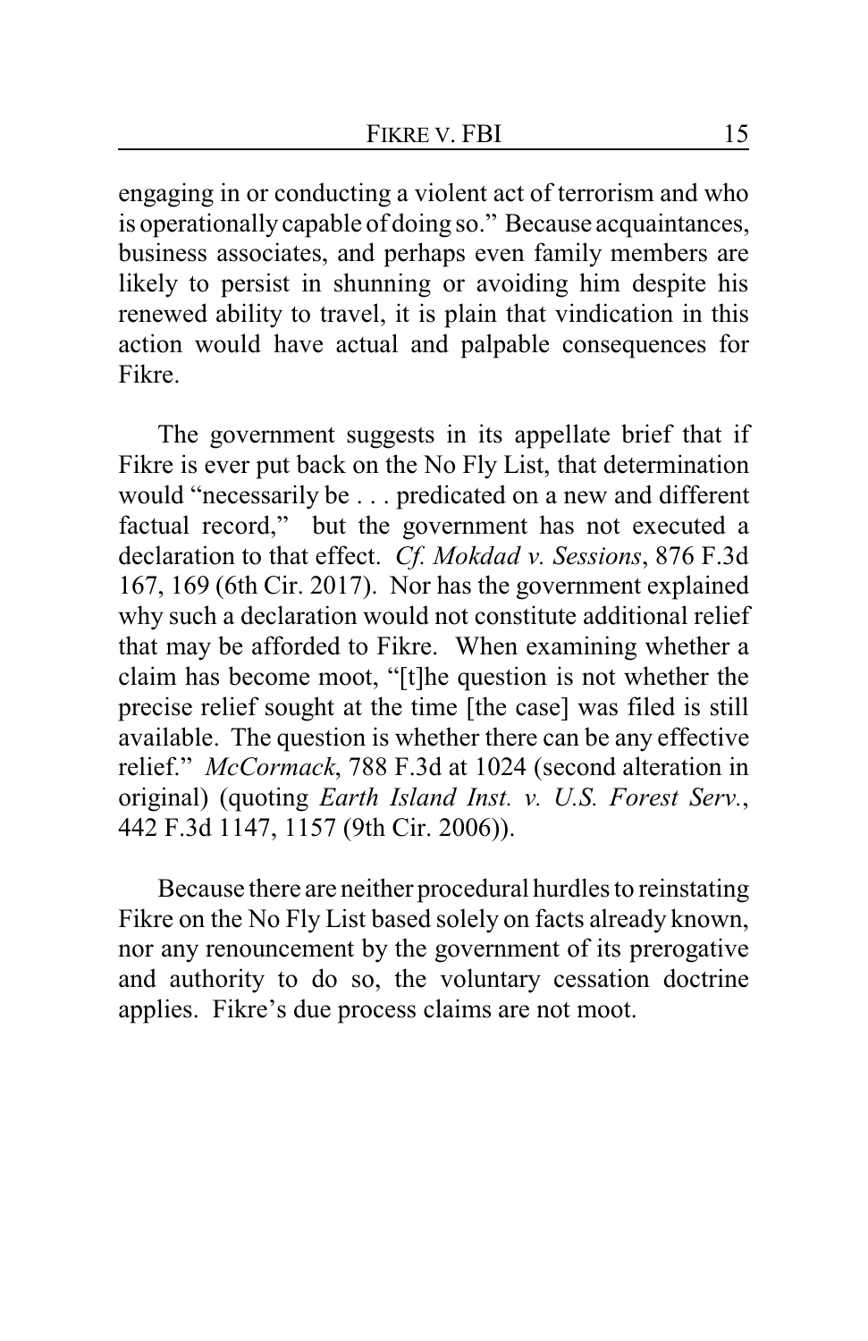engaging in or conducting a violent act of terrorism and who is operationally capable of doing so." Because acquaintances, business associates, and perhaps even family members are likely to persist in shunning or avoiding him despite his renewed ability to travel, it is plain that vindication in this action would have actual and palpable consequences for Fikre.

The government suggests in its appellate brief that if Fikre is ever put back on the No Fly List, that determination would "necessarily be . . . predicated on a new and different factual record," but the government has not executed a declaration to that effect. *Cf. Mokdad v. Sessions*, 876 F.3d 167, 169 (6th Cir. 2017). Nor has the government explained why such a declaration would not constitute additional relief that may be afforded to Fikre. When examining whether a claim has become moot, "[t]he question is not whether the precise relief sought at the time [the case] was filed is still available. The question is whether there can be any effective relief." *McCormack*, 788 F.3d at 1024 (second alteration in original) (quoting *Earth Island Inst. v. U.S. Forest Serv.*, 442 F.3d 1147, 1157 (9th Cir. 2006)).

Because there are neither procedural hurdles to reinstating Fikre on the No Fly List based solely on facts already known, nor any renouncement by the government of its prerogative and authority to do so, the voluntary cessation doctrine applies. Fikre's due process claims are not moot.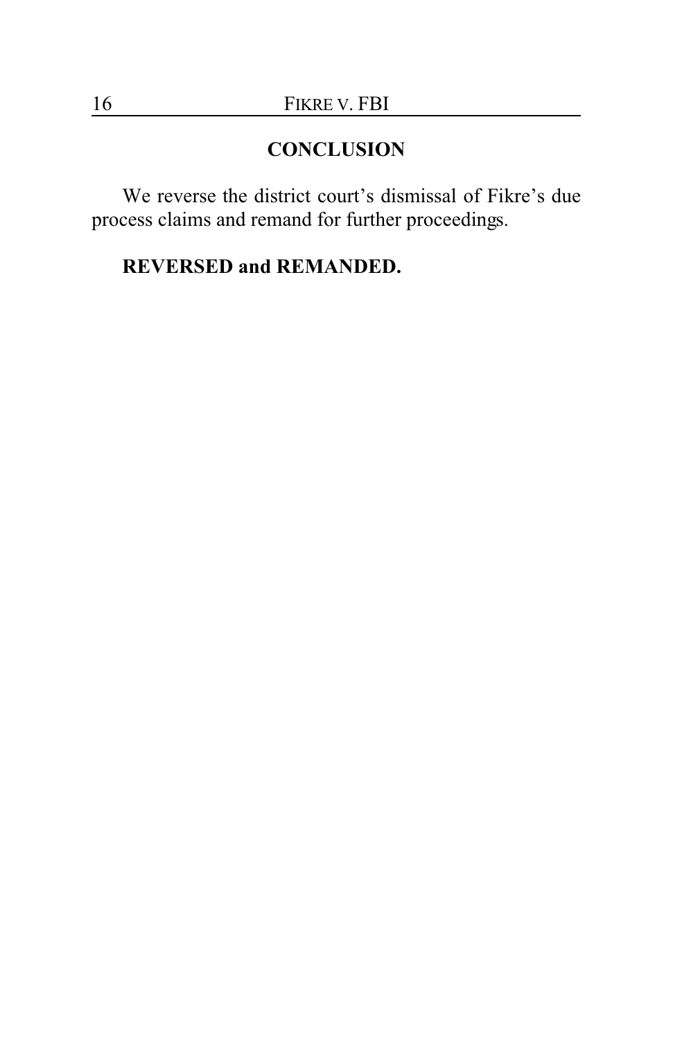## CONCLUSION

We reverse the district court's dismissal of Fikre's due process claims and remand for further proceedings.

**REVERSED and REMANDED.**